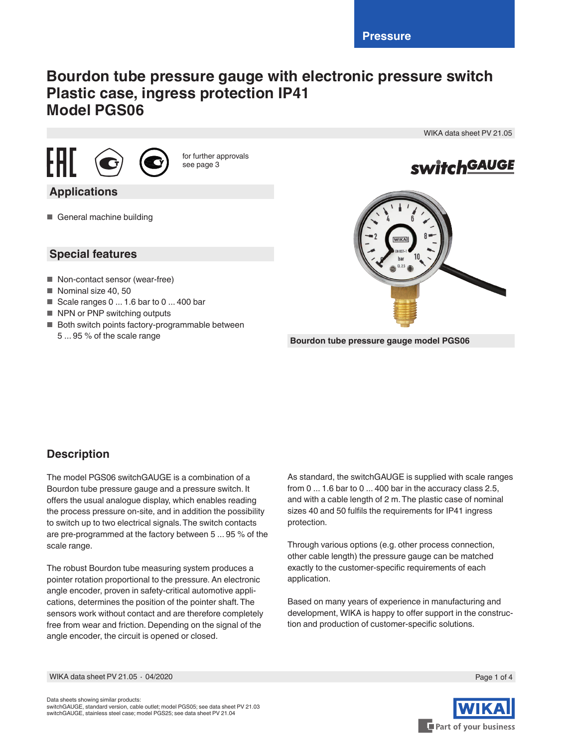Pressure

# Bourdon tube pressure gauge with electronic pressure switch
# Plastic case, ingress protection IP41
# Model PGS06

WIKA data sheet PV 21.05

for further approvals see page 3

switchGAUGE

## Applications

- General machine building

## Special features

- Non-contact sensor (wear-free)
- Nominal size 40, 50
- Scale ranges 0 ... 1.6 bar to 0 ... 400 bar
- NPN or PNP switching outputs
- Both switch points factory-programmable between 5 ... 95 % of the scale range

**Bourdon tube pressure gauge model PGS06**

## Description

The model PGS06 switchGAUGE is a combination of a Bourdon tube pressure gauge and a pressure switch. It offers the usual analogue display, which enables reading the process pressure on-site, and in addition the possibility to switch up to two electrical signals. The switch contacts are pre-programmed at the factory between 5 ... 95 % of the scale range.

The robust Bourdon tube measuring system produces a pointer rotation proportional to the pressure. An electronic angle encoder, proven in safety-critical automotive applications, determines the position of the pointer shaft. The sensors work without contact and are therefore completely free from wear and friction. Depending on the signal of the angle encoder, the circuit is opened or closed.

As standard, the switchGAUGE is supplied with scale ranges from 0 ... 1.6 bar to 0 ... 400 bar in the accuracy class 2.5, and with a cable length of 2 m. The plastic case of nominal sizes 40 and 50 fulfils the requirements for IP41 ingress protection.

Through various options (e.g. other process connection, other cable length) the pressure gauge can be matched exactly to the customer-specific requirements of each application.

Based on many years of experience in manufacturing and development, WIKA is happy to support in the construction and production of customer-specific solutions.

Data sheets showing similar products:
switchGAUGE, standard version, cable outlet; model PGS05; see data sheet PV 21.03
switchGAUGE, stainless steel case; model PGS25; see data sheet PV 21.04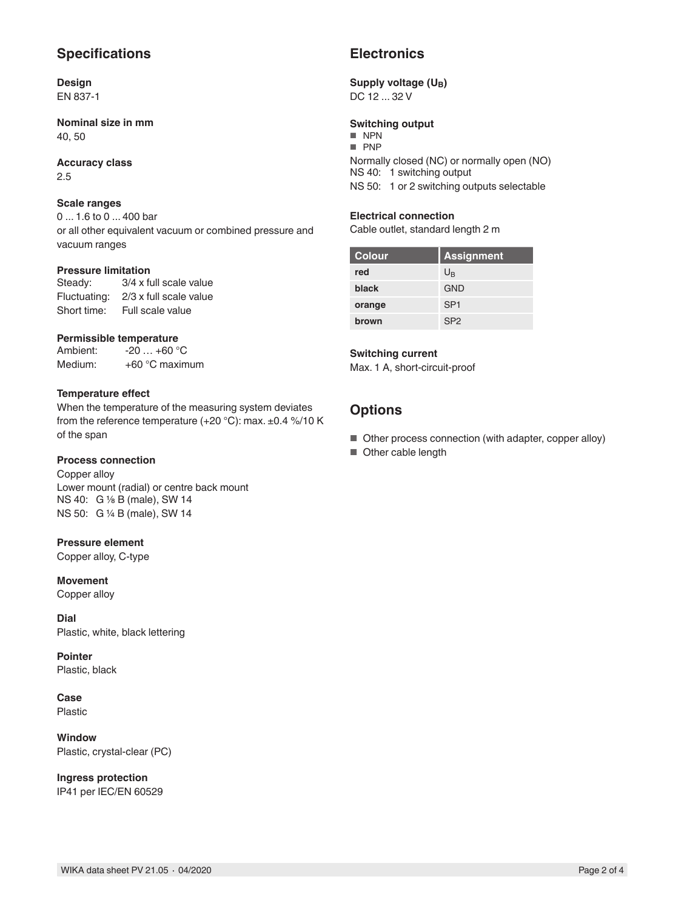## Specifications

**Design**
EN 837-1

**Nominal size in mm**
40, 50

**Accuracy class**
2.5

**Scale ranges**
0 ... 1.6 to 0 ... 400 bar
or all other equivalent vacuum or combined pressure and vacuum ranges

**Pressure limitation**
Steady: 3/4 x full scale value
Fluctuating: 2/3 x full scale value
Short time: Full scale value

**Permissible temperature**
Ambient: -20 … +60 °C
Medium: +60 °C maximum

**Temperature effect**
When the temperature of the measuring system deviates from the reference temperature (+20 °C): max. ±0.4 %/10 K of the span

**Process connection**
Copper alloy
Lower mount (radial) or centre back mount
NS 40: G ⅛ B (male), SW 14
NS 50: G ¼ B (male), SW 14

**Pressure element**
Copper alloy, C-type

**Movement**
Copper alloy

**Dial**
Plastic, white, black lettering

**Pointer**
Plastic, black

**Case**
Plastic

**Window**
Plastic, crystal-clear (PC)

**Ingress protection**
IP41 per IEC/EN 60529

## Electronics

**Supply voltage ($U_B$)**
DC 12 ... 32 V

**Switching output**
- NPN
- PNP

Normally closed (NC) or normally open (NO)
NS 40: 1 switching output
NS 50: 1 or 2 switching outputs selectable

**Electrical connection**
Cable outlet, standard length 2 m

| Colour | Assignment |
|---|---|
| **red** | $U_B$ |
| **black** | GND |
| **orange** | SP1 |
| **brown** | SP2 |

**Switching current**
Max. 1 A, short-circuit-proof

## Options

- Other process connection (with adapter, copper alloy)
- Other cable length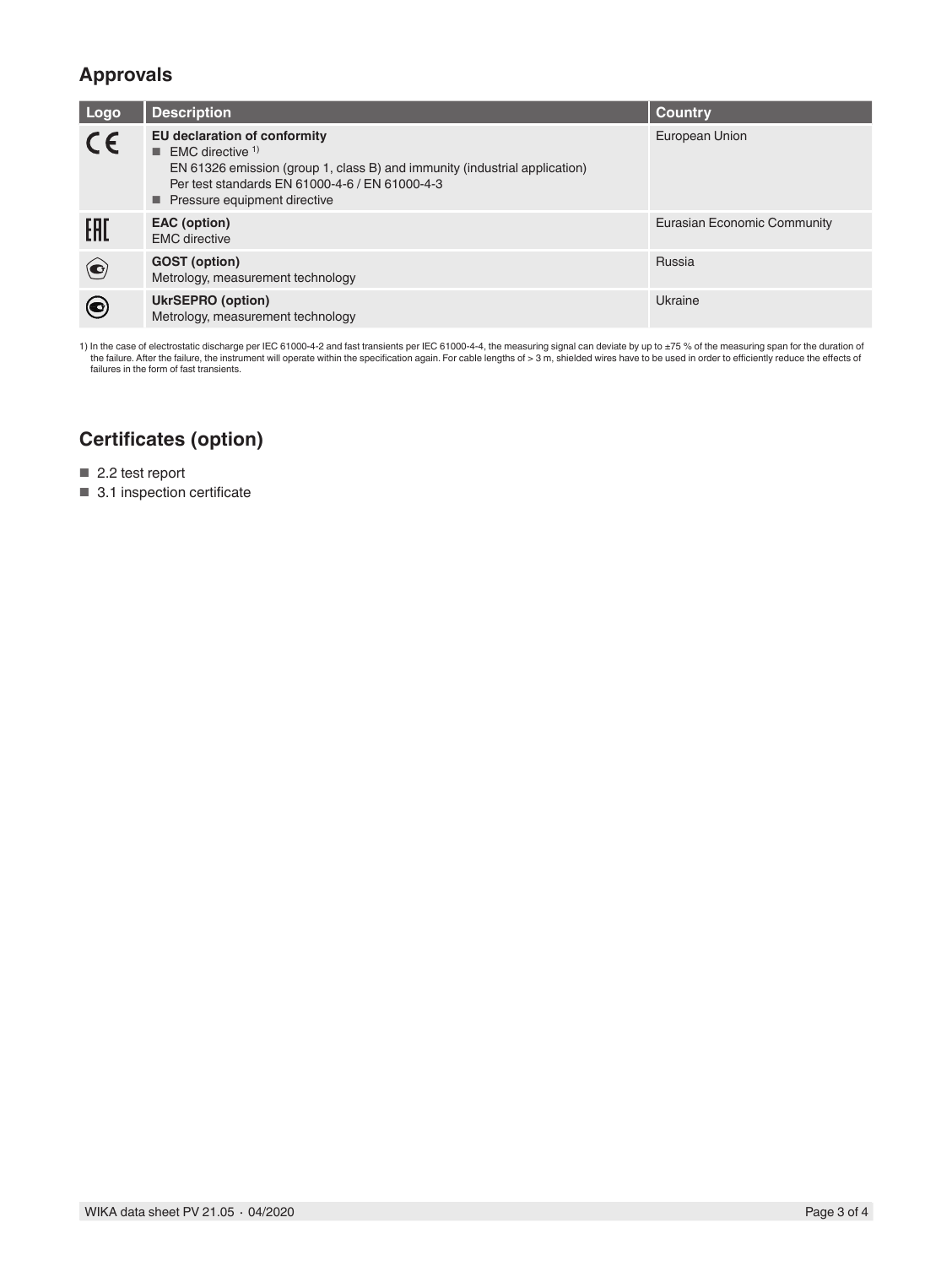## Approvals

| Logo | Description | Country |
|---|---|---|
| CE | **EU declaration of conformity**<br>■ EMC directive [1]<br>EN 61326 emission (group 1, class B) and immunity (industrial application)<br>Per test standards EN 61000-4-6 / EN 61000-4-3<br>■ Pressure equipment directive | European Union |
| EAC | **EAC (option)**<br>EMC directive | Eurasian Economic Community |
| GOST | **GOST (option)**<br>Metrology, measurement technology | Russia |
| UkrSEPRO | **UkrSEPRO (option)**<br>Metrology, measurement technology | Ukraine |

1) In the case of electrostatic discharge per IEC 61000-4-2 and fast transients per IEC 61000-4-4, the measuring signal can deviate by up to ±75 % of the measuring span for the duration of the failure. After the failure, the instrument will operate within the specification again. For cable lengths of > 3 m, shielded wires have to be used in order to efficiently reduce the effects of failures in the form of fast transients.

## Certificates (option)

- 2.2 test report
- 3.1 inspection certificate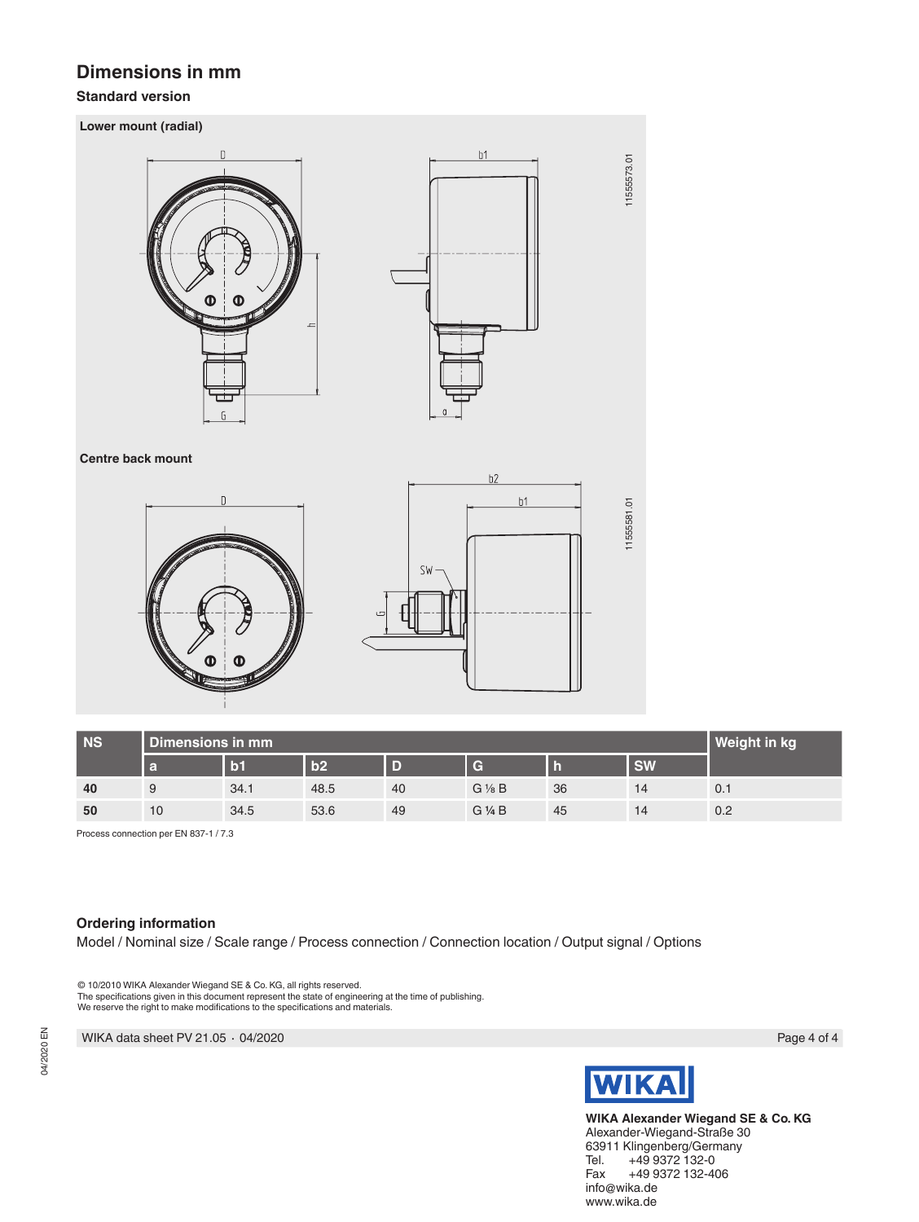## Dimensions in mm

### Standard version

**Lower mount (radial)**

D

b1

h

G

a

11555573.01

**Centre back mount**

D

b2

b1

SW

G

11555581.01

| NS | Dimensions in mm | | | | | | | Weight in kg |
|---|---|---|---|---|---|---|---|---|
| | a | b1 | b2 | D | G | h | SW | |
| **40** | 9 | 34.1 | 48.5 | 40 | G ⅛ B | 36 | 14 | 0.1 |
| **50** | 10 | 34.5 | 53.6 | 49 | G ¼ B | 45 | 14 | 0.2 |

Process connection per EN 837-1 / 7.3

### Ordering information

Model / Nominal size / Scale range / Process connection / Connection location / Output signal / Options

© 10/2010 WIKA Alexander Wiegand SE & Co. KG, all rights reserved.
The specifications given in this document represent the state of engineering at the time of publishing.
We reserve the right to make modifications to the specifications and materials.

WIKA data sheet PV 21.05 · 04/2020

**WIKA Alexander Wiegand SE & Co. KG**
Alexander-Wiegand-Straße 30
63911 Klingenberg/Germany
Tel. +49 9372 132-0
Fax +49 9372 132-406
info@wika.de
www.wika.de